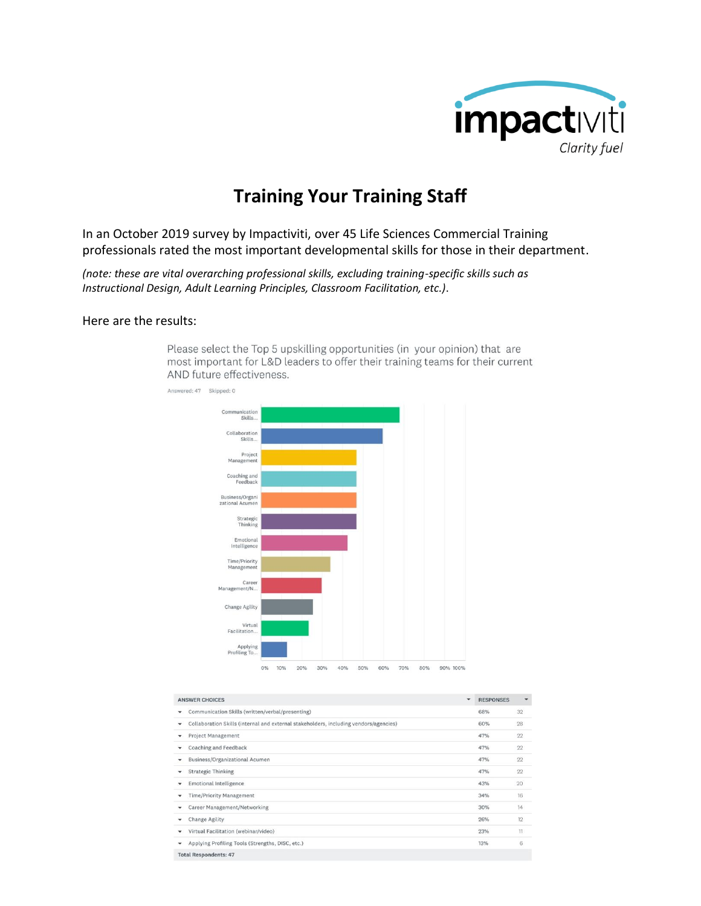impactiviti
Clarity fuel

# Training Your Training Staff

In an October 2019 survey by Impactiviti, over 45 Life Sciences Commercial Training professionals rated the most important developmental skills for those in their department.

*(note: these are vital overarching professional skills, excluding training-specific skills such as Instructional Design, Adult Learning Principles, Classroom Facilitation, etc.).*

Here are the results:

Please select the Top 5 upskilling opportunities (in your opinion) that are most important for L&D leaders to offer their training teams for their current AND future effectiveness.

Answered: 47 Skipped: 0

| ANSWER CHOICES | RESPONSES | |
|---|---|---|
| Communication Skills (written/verbal/presenting) | 68% | 32 |
| Collaboration Skills (internal and external stakeholders, including vendors/agencies) | 60% | 28 |
| Project Management | 47% | 22 |
| Coaching and Feedback | 47% | 22 |
| Business/Organizational Acumen | 47% | 22 |
| Strategic Thinking | 47% | 22 |
| Emotional Intelligence | 43% | 20 |
| Time/Priority Management | 34% | 16 |
| Career Management/Networking | 30% | 14 |
| Change Agility | 26% | 12 |
| Virtual Facilitation (webinar/video) | 23% | 11 |
| Applying Profiling Tools (Strengths, DISC, etc.) | 13% | 6 |
| Total Respondents: 47 | | |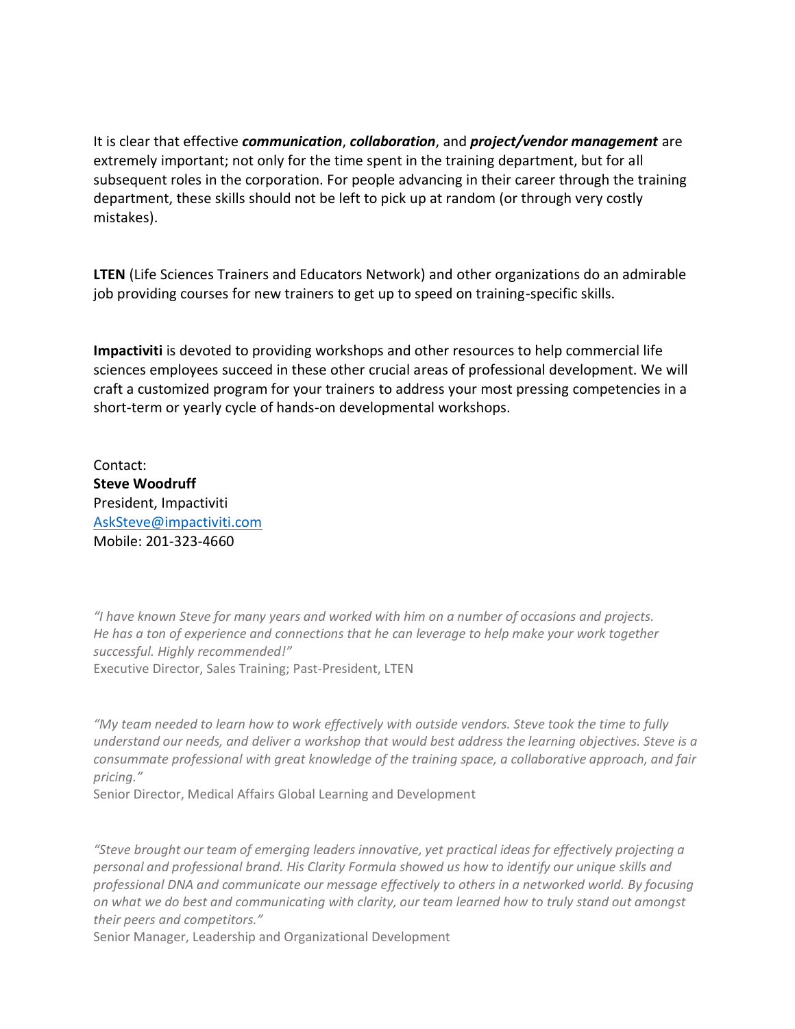It is clear that effective ***communication***, ***collaboration***, and ***project/vendor management*** are extremely important; not only for the time spent in the training department, but for all subsequent roles in the corporation. For people advancing in their career through the training department, these skills should not be left to pick up at random (or through very costly mistakes).

**LTEN** (Life Sciences Trainers and Educators Network) and other organizations do an admirable job providing courses for new trainers to get up to speed on training-specific skills.

**Impactiviti** is devoted to providing workshops and other resources to help commercial life sciences employees succeed in these other crucial areas of professional development. We will craft a customized program for your trainers to address your most pressing competencies in a short-term or yearly cycle of hands-on developmental workshops.

Contact:
**Steve Woodruff**
President, Impactiviti
[AskSteve@impactiviti.com](mailto:AskSteve@impactiviti.com)
Mobile: 201-323-4660

*"I have known Steve for many years and worked with him on a number of occasions and projects. He has a ton of experience and connections that he can leverage to help make your work together successful. Highly recommended!"*
Executive Director, Sales Training; Past-President, LTEN

*"My team needed to learn how to work effectively with outside vendors. Steve took the time to fully understand our needs, and deliver a workshop that would best address the learning objectives. Steve is a consummate professional with great knowledge of the training space, a collaborative approach, and fair pricing."*
Senior Director, Medical Affairs Global Learning and Development

*"Steve brought our team of emerging leaders innovative, yet practical ideas for effectively projecting a personal and professional brand. His Clarity Formula showed us how to identify our unique skills and professional DNA and communicate our message effectively to others in a networked world. By focusing on what we do best and communicating with clarity, our team learned how to truly stand out amongst their peers and competitors."*
Senior Manager, Leadership and Organizational Development